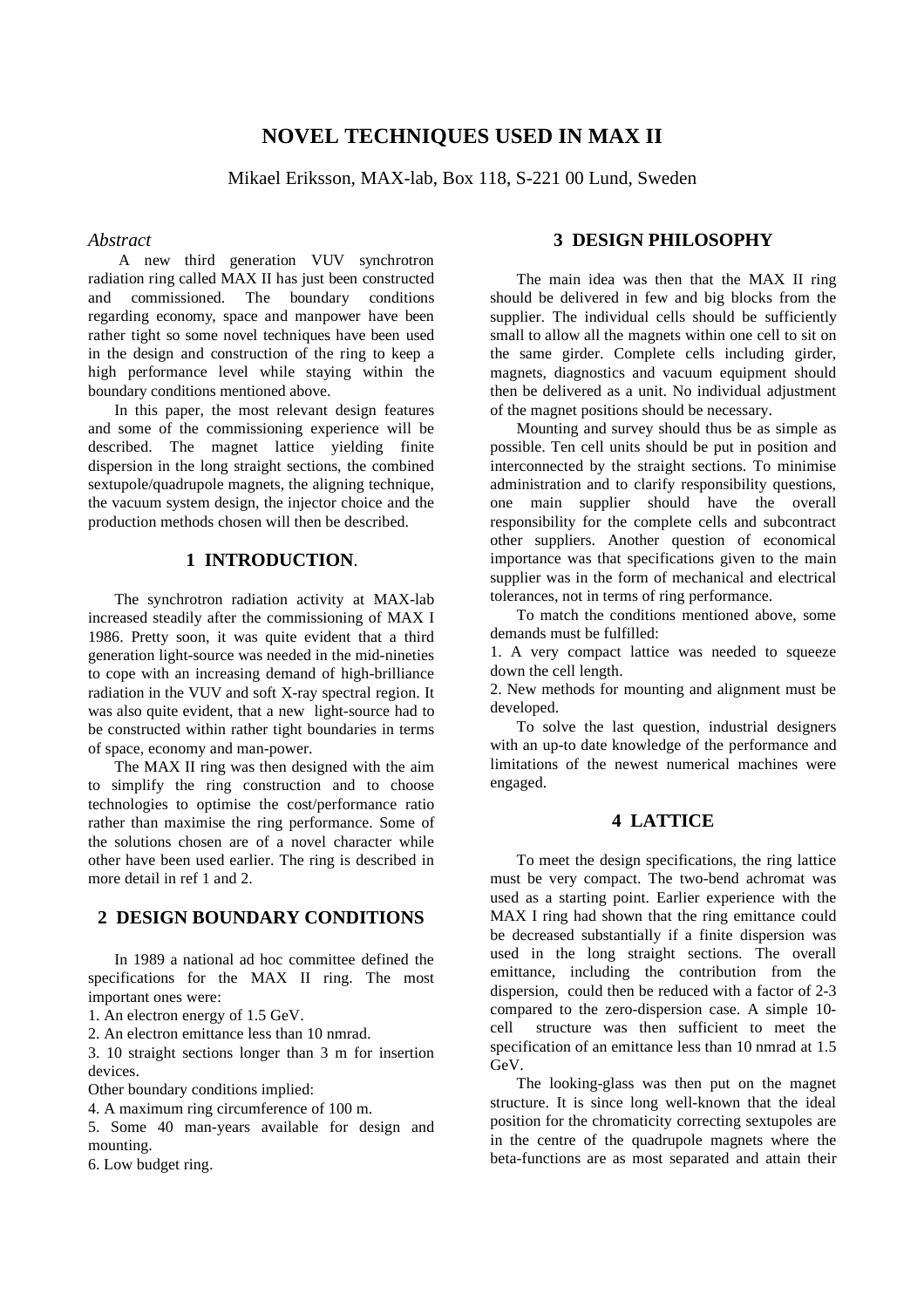# NOVEL TECHNIQUES USED IN MAX II

Mikael Eriksson, MAX-lab, Box 118, S-221 00 Lund, Sweden

## *Abstract*

A new third generation VUV synchrotron radiation ring called MAX II has just been constructed and commissioned. The boundary conditions regarding economy, space and manpower have been rather tight so some novel techniques have been used in the design and construction of the ring to keep a high performance level while staying within the boundary conditions mentioned above.

In this paper, the most relevant design features and some of the commissioning experience will be described. The magnet lattice yielding finite dispersion in the long straight sections, the combined sextupole/quadrupole magnets, the aligning technique, the vacuum system design, the injector choice and the production methods chosen will then be described.

## 1 INTRODUCTION.

The synchrotron radiation activity at MAX-lab increased steadily after the commissioning of MAX I 1986. Pretty soon, it was quite evident that a third generation light-source was needed in the mid-nineties to cope with an increasing demand of high-brilliance radiation in the VUV and soft X-ray spectral region. It was also quite evident, that a new light-source had to be constructed within rather tight boundaries in terms of space, economy and man-power.

The MAX II ring was then designed with the aim to simplify the ring construction and to choose technologies to optimise the cost/performance ratio rather than maximise the ring performance. Some of the solutions chosen are of a novel character while other have been used earlier. The ring is described in more detail in ref 1 and 2.

## 2 DESIGN BOUNDARY CONDITIONS

In 1989 a national ad hoc committee defined the specifications for the MAX II ring. The most important ones were:

1. An electron energy of 1.5 GeV.
2. An electron emittance less than 10 nmrad.
3. 10 straight sections longer than 3 m for insertion devices.

Other boundary conditions implied:

4. A maximum ring circumference of 100 m.
5. Some 40 man-years available for design and mounting.
6. Low budget ring.

## 3 DESIGN PHILOSOPHY

The main idea was then that the MAX II ring should be delivered in few and big blocks from the supplier. The individual cells should be sufficiently small to allow all the magnets within one cell to sit on the same girder. Complete cells including girder, magnets, diagnostics and vacuum equipment should then be delivered as a unit. No individual adjustment of the magnet positions should be necessary.

Mounting and survey should thus be as simple as possible. Ten cell units should be put in position and interconnected by the straight sections. To minimise administration and to clarify responsibility questions, one main supplier should have the overall responsibility for the complete cells and subcontract other suppliers. Another question of economical importance was that specifications given to the main supplier was in the form of mechanical and electrical tolerances, not in terms of ring performance.

To match the conditions mentioned above, some demands must be fulfilled:

1. A very compact lattice was needed to squeeze down the cell length.
2. New methods for mounting and alignment must be developed.

To solve the last question, industrial designers with an up-to date knowledge of the performance and limitations of the newest numerical machines were engaged.

## 4 LATTICE

To meet the design specifications, the ring lattice must be very compact. The two-bend achromat was used as a starting point. Earlier experience with the MAX I ring had shown that the ring emittance could be decreased substantially if a finite dispersion was used in the long straight sections. The overall emittance, including the contribution from the dispersion, could then be reduced with a factor of 2-3 compared to the zero-dispersion case. A simple 10-cell structure was then sufficient to meet the specification of an emittance less than 10 nmrad at 1.5 GeV.

The looking-glass was then put on the magnet structure. It is since long well-known that the ideal position for the chromaticity correcting sextupoles are in the centre of the quadrupole magnets where the beta-functions are as most separated and attain their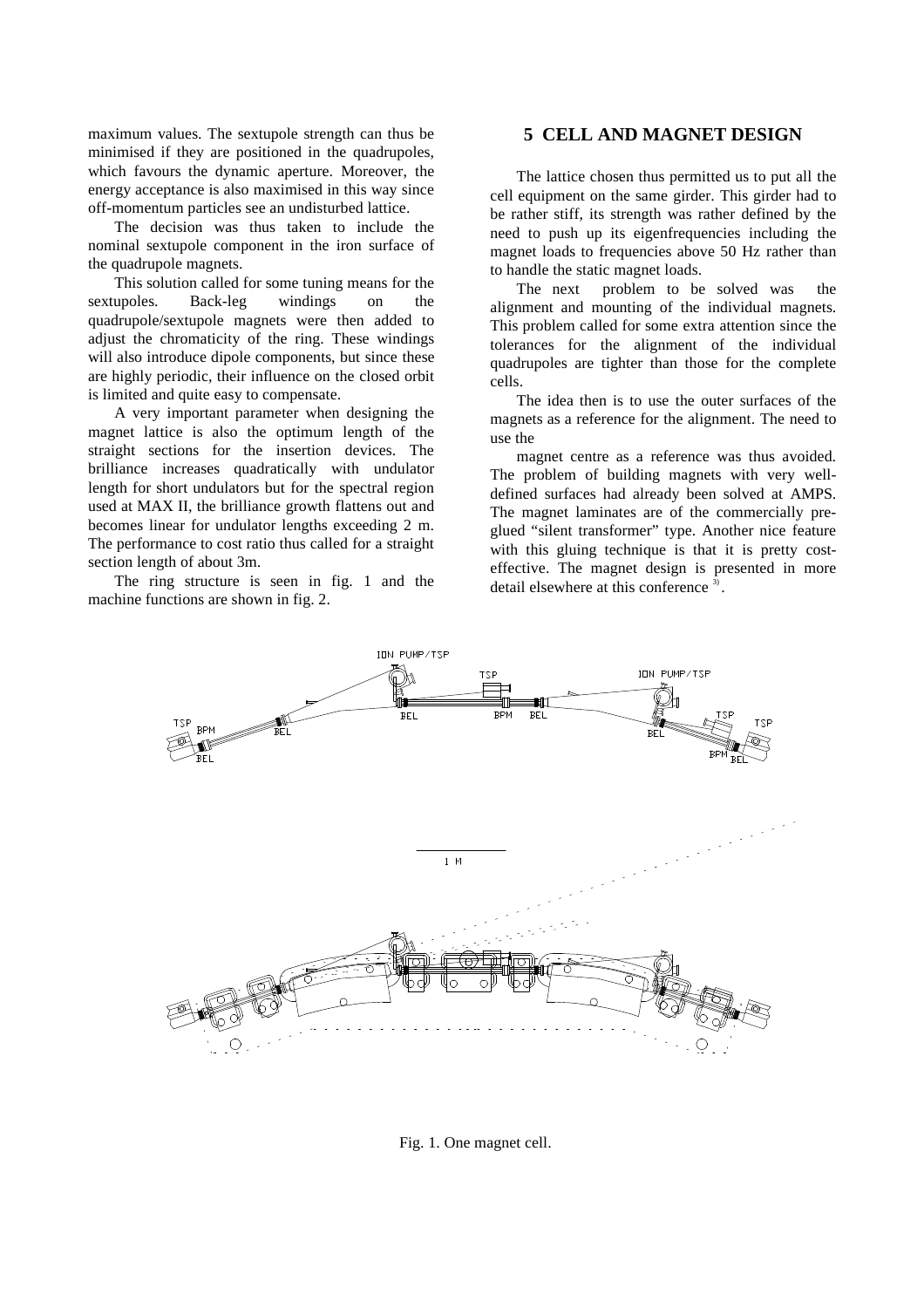maximum values. The sextupole strength can thus be minimised if they are positioned in the quadrupoles, which favours the dynamic aperture. Moreover, the energy acceptance is also maximised in this way since off-momentum particles see an undisturbed lattice.

The decision was thus taken to include the nominal sextupole component in the iron surface of the quadrupole magnets.

This solution called for some tuning means for the sextupoles. Back-leg windings on the quadrupole/sextupole magnets were then added to adjust the chromaticity of the ring. These windings will also introduce dipole components, but since these are highly periodic, their influence on the closed orbit is limited and quite easy to compensate.

A very important parameter when designing the magnet lattice is also the optimum length of the straight sections for the insertion devices. The brilliance increases quadratically with undulator length for short undulators but for the spectral region used at MAX II, the brilliance growth flattens out and becomes linear for undulator lengths exceeding 2 m. The performance to cost ratio thus called for a straight section length of about 3m.

The ring structure is seen in fig. 1 and the machine functions are shown in fig. 2.

## 5 CELL AND MAGNET DESIGN

The lattice chosen thus permitted us to put all the cell equipment on the same girder. This girder had to be rather stiff, its strength was rather defined by the need to push up its eigenfrequencies including the magnet loads to frequencies above 50 Hz rather than to handle the static magnet loads.

The next problem to be solved was the alignment and mounting of the individual magnets. This problem called for some extra attention since the tolerances for the alignment of the individual quadrupoles are tighter than those for the complete cells.

The idea then is to use the outer surfaces of the magnets as a reference for the alignment. The need to use the magnet centre as a reference was thus avoided. The problem of building magnets with very well-defined surfaces had already been solved at AMPS. The magnet laminates are of the commercially pre-glued "silent transformer" type. Another nice feature with this gluing technique is that it is pretty cost-effective. The magnet design is presented in more detail elsewhere at this conference [3].

Fig. 1. One magnet cell.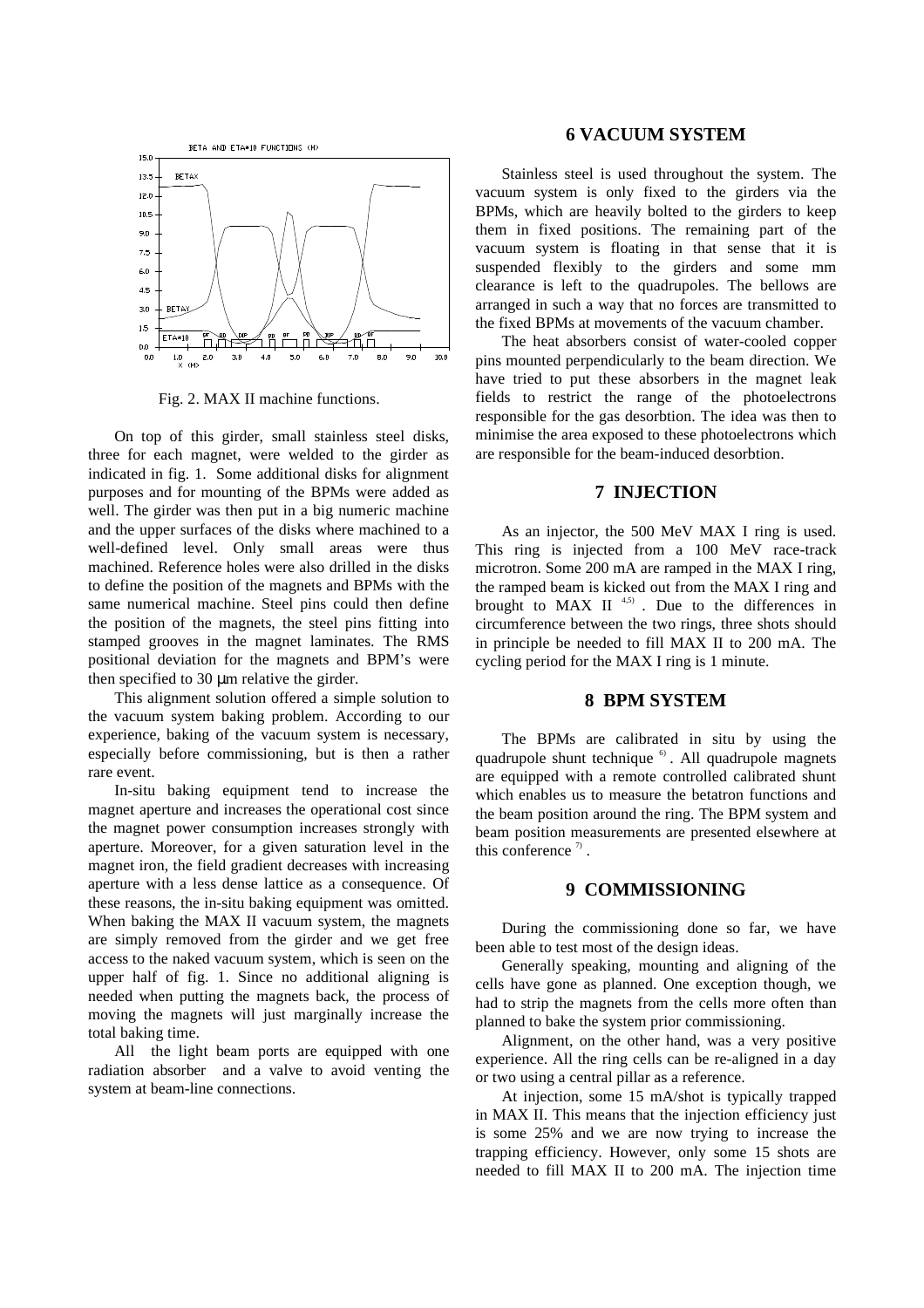Fig. 2. MAX II machine functions.

On top of this girder, small stainless steel disks, three for each magnet, were welded to the girder as indicated in fig. 1. Some additional disks for alignment purposes and for mounting of the BPMs were added as well. The girder was then put in a big numeric machine and the upper surfaces of the disks where machined to a well-defined level. Only small areas were thus machined. Reference holes were also drilled in the disks to define the position of the magnets and BPMs with the same numerical machine. Steel pins could then define the position of the magnets, the steel pins fitting into stamped grooves in the magnet laminates. The RMS positional deviation for the magnets and BPM's were then specified to 30 μm relative the girder.

This alignment solution offered a simple solution to the vacuum system baking problem. According to our experience, baking of the vacuum system is necessary, especially before commissioning, but is then a rather rare event.

In-situ baking equipment tend to increase the magnet aperture and increases the operational cost since the magnet power consumption increases strongly with aperture. Moreover, for a given saturation level in the magnet iron, the field gradient decreases with increasing aperture with a less dense lattice as a consequence. Of these reasons, the in-situ baking equipment was omitted. When baking the MAX II vacuum system, the magnets are simply removed from the girder and we get free access to the naked vacuum system, which is seen on the upper half of fig. 1. Since no additional aligning is needed when putting the magnets back, the process of moving the magnets will just marginally increase the total baking time.

All the light beam ports are equipped with one radiation absorber and a valve to avoid venting the system at beam-line connections.

## 6 VACUUM SYSTEM

Stainless steel is used throughout the system. The vacuum system is only fixed to the girders via the BPMs, which are heavily bolted to the girders to keep them in fixed positions. The remaining part of the vacuum system is floating in that sense that it is suspended flexibly to the girders and some mm clearance is left to the quadrupoles. The bellows are arranged in such a way that no forces are transmitted to the fixed BPMs at movements of the vacuum chamber.

The heat absorbers consist of water-cooled copper pins mounted perpendicularly to the beam direction. We have tried to put these absorbers in the magnet leak fields to restrict the range of the photoelectrons responsible for the gas desorbtion. The idea was then to minimise the area exposed to these photoelectrons which are responsible for the beam-induced desorbtion.

## 7 INJECTION

As an injector, the 500 MeV MAX I ring is used. This ring is injected from a 100 MeV race-track microtron. Some 200 mA are ramped in the MAX I ring, the ramped beam is kicked out from the MAX I ring and brought to MAX II [4,5]. Due to the differences in circumference between the two rings, three shots should in principle be needed to fill MAX II to 200 mA. The cycling period for the MAX I ring is 1 minute.

## 8 BPM SYSTEM

The BPMs are calibrated in situ by using the quadrupole shunt technique [6]. All quadrupole magnets are equipped with a remote controlled calibrated shunt which enables us to measure the betatron functions and the beam position around the ring. The BPM system and beam position measurements are presented elsewhere at this conference [7].

## 9 COMMISSIONING

During the commissioning done so far, we have been able to test most of the design ideas.

Generally speaking, mounting and aligning of the cells have gone as planned. One exception though, we had to strip the magnets from the cells more often than planned to bake the system prior commissioning.

Alignment, on the other hand, was a very positive experience. All the ring cells can be re-aligned in a day or two using a central pillar as a reference.

At injection, some 15 mA/shot is typically trapped in MAX II. This means that the injection efficiency just is some 25% and we are now trying to increase the trapping efficiency. However, only some 15 shots are needed to fill MAX II to 200 mA. The injection time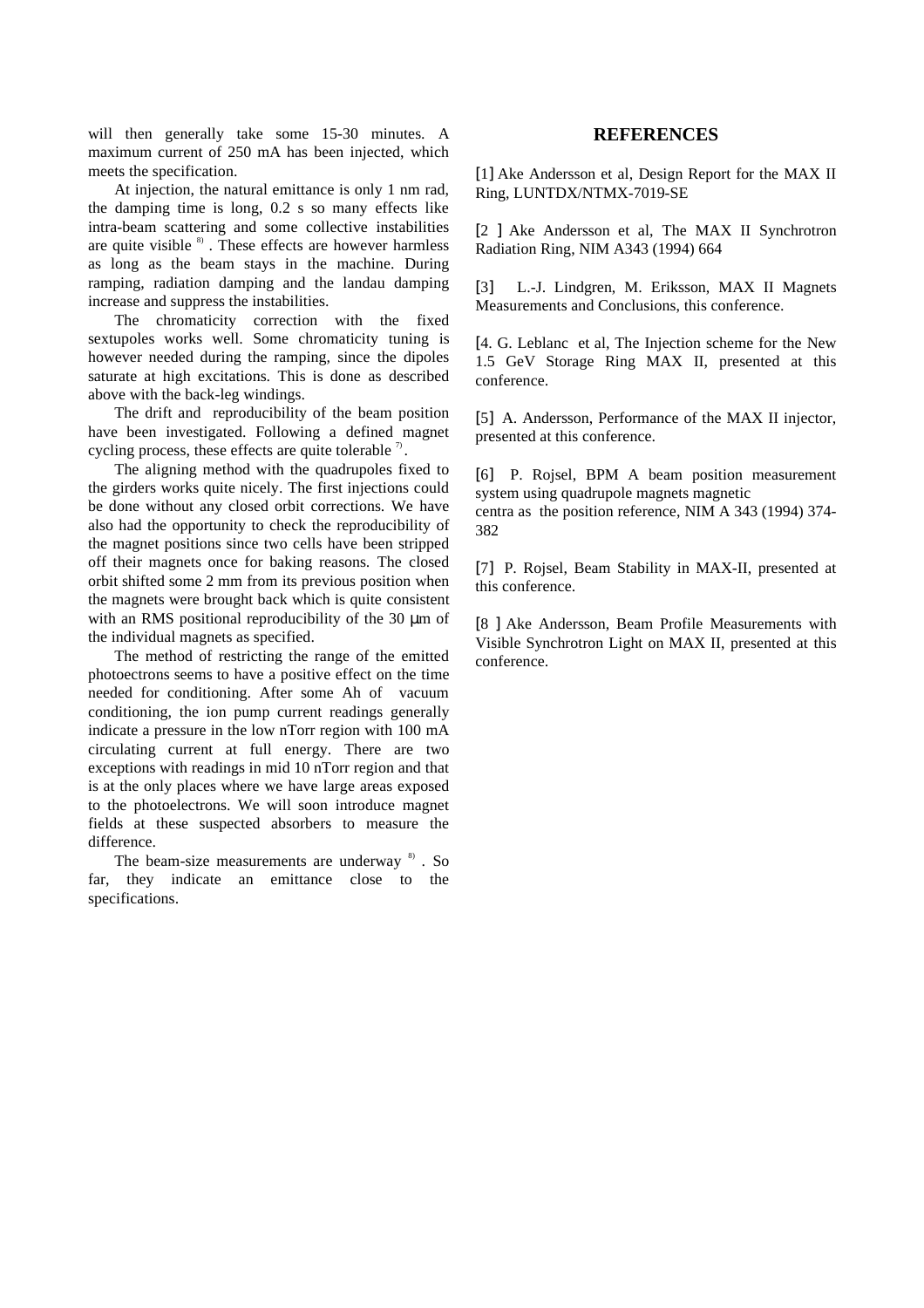will then generally take some 15-30 minutes. A maximum current of 250 mA has been injected, which meets the specification.

At injection, the natural emittance is only 1 nm rad, the damping time is long, 0.2 s so many effects like intra-beam scattering and some collective instabilities are quite visible [8]. These effects are however harmless as long as the beam stays in the machine. During ramping, radiation damping and the landau damping increase and suppress the instabilities.

The chromaticity correction with the fixed sextupoles works well. Some chromaticity tuning is however needed during the ramping, since the dipoles saturate at high excitations. This is done as described above with the back-leg windings.

The drift and reproducibility of the beam position have been investigated. Following a defined magnet cycling process, these effects are quite tolerable [7].

The aligning method with the quadrupoles fixed to the girders works quite nicely. The first injections could be done without any closed orbit corrections. We have also had the opportunity to check the reproducibility of the magnet positions since two cells have been stripped off their magnets once for baking reasons. The closed orbit shifted some 2 mm from its previous position when the magnets were brought back which is quite consistent with an RMS positional reproducibility of the 30 μm of the individual magnets as specified.

The method of restricting the range of the emitted photoectrons seems to have a positive effect on the time needed for conditioning. After some Ah of vacuum conditioning, the ion pump current readings generally indicate a pressure in the low nTorr region with 100 mA circulating current at full energy. There are two exceptions with readings in mid 10 nTorr region and that is at the only places where we have large areas exposed to the photoelectrons. We will soon introduce magnet fields at these suspected absorbers to measure the difference.

The beam-size measurements are underway [8]. So far, they indicate an emittance close to the specifications.

## REFERENCES

[1] Ake Andersson et al, Design Report for the MAX II Ring, LUNTDX/NTMX-7019-SE

[2 ] Ake Andersson et al, The MAX II Synchrotron Radiation Ring, NIM A343 (1994) 664

[3] L.-J. Lindgren, M. Eriksson, MAX II Magnets Measurements and Conclusions, this conference.

[4. G. Leblanc et al, The Injection scheme for the New 1.5 GeV Storage Ring MAX II, presented at this conference.

[5] A. Andersson, Performance of the MAX II injector, presented at this conference.

[6] P. Rojsel, BPM A beam position measurement system using quadrupole magnets magnetic centra as the position reference, NIM A 343 (1994) 374-382

[7] P. Rojsel, Beam Stability in MAX-II, presented at this conference.

[8 ] Ake Andersson, Beam Profile Measurements with Visible Synchrotron Light on MAX II, presented at this conference.